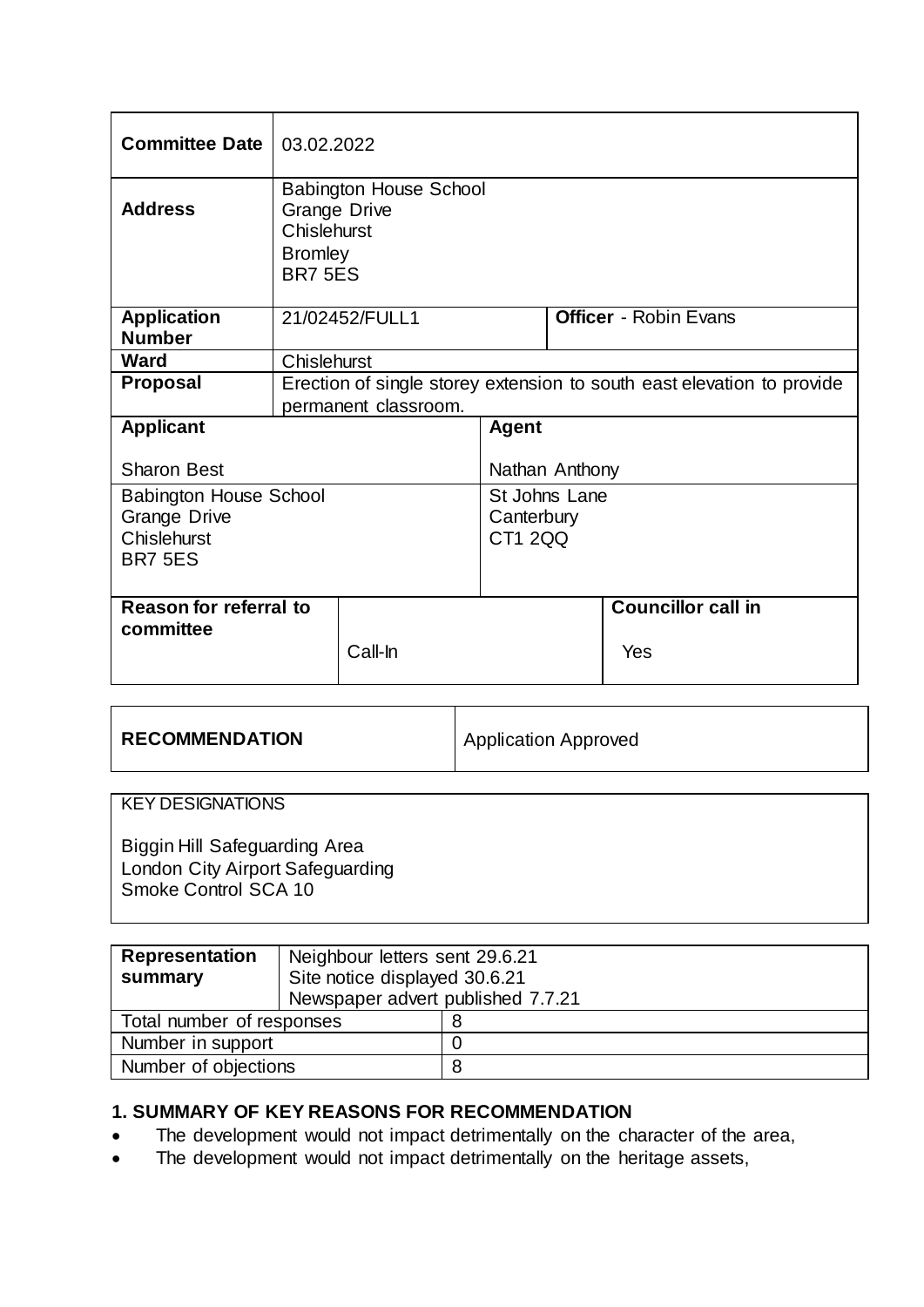| Committee Date | 03.02.2022 | | |
|---|---|---|---|
| Address | Babington House School<br>Grange Drive<br>Chislehurst<br>Bromley<br>BR7 5ES | | |
| Application Number | 21/02452/FULL1 | **Officer** - Robin Evans | |
| Ward | Chislehurst | | |
| Proposal | Erection of single storey extension to south east elevation to provide permanent classroom. | | |

| Applicant | Agent |
|---|---|
| Sharon Best | Nathan Anthony |
| Babington House School<br>Grange Drive<br>Chislehurst<br>BR7 5ES | St Johns Lane<br>Canterbury<br>CT1 2QQ |

| Reason for referral to committee | | Councillor call in |
|---|---|---|
| | Call-In | Yes |

| RECOMMENDATION | Application Approved |
|---|---|

KEY DESIGNATIONS

Biggin Hill Safeguarding Area
London City Airport Safeguarding
Smoke Control SCA 10

| Representation summary | Neighbour letters sent 29.6.21<br>Site notice displayed 30.6.21<br>Newspaper advert published 7.7.21 |
|---|---|
| Total number of responses | 8 |
| Number in support | 0 |
| Number of objections | 8 |

## 1. SUMMARY OF KEY REASONS FOR RECOMMENDATION

- The development would not impact detrimentally on the character of the area,
- The development would not impact detrimentally on the heritage assets,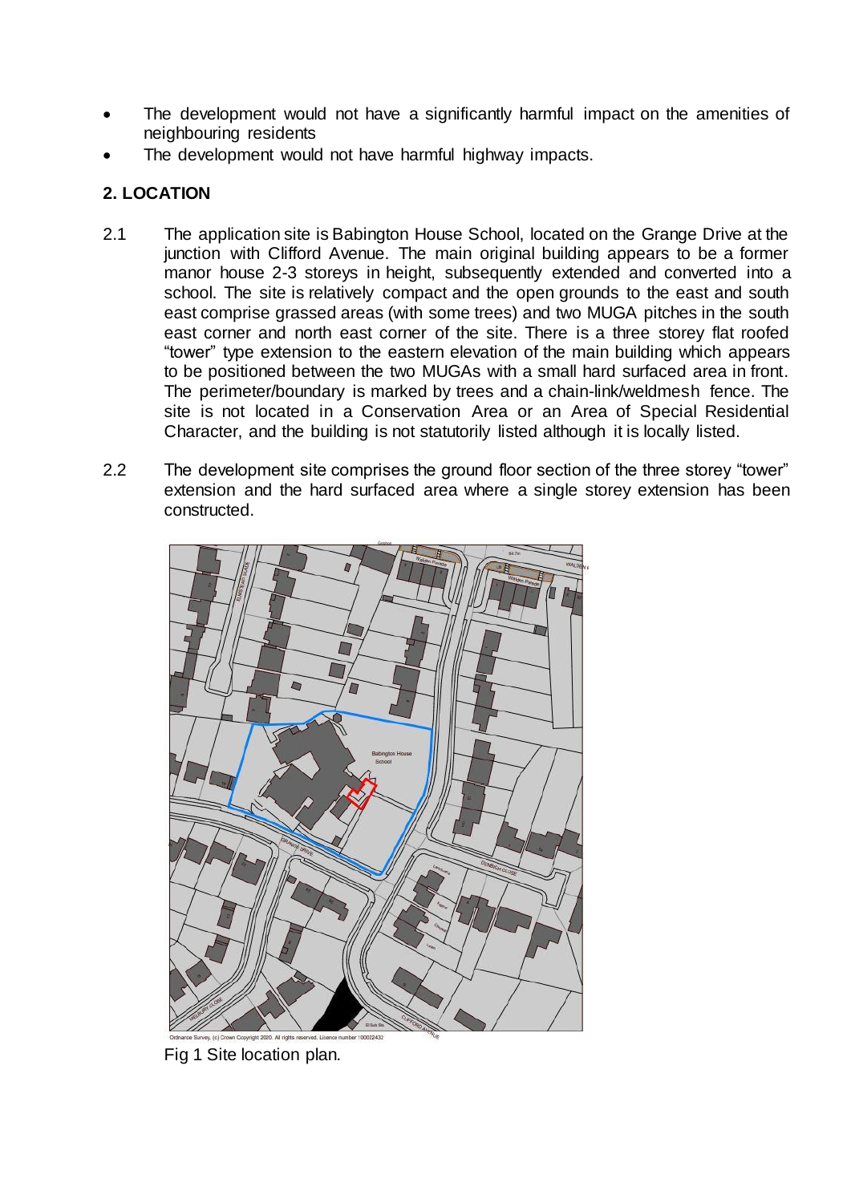- The development would not have a significantly harmful impact on the amenities of neighbouring residents
- The development would not have harmful highway impacts.

## 2. LOCATION

2.1 The application site is Babington House School, located on the Grange Drive at the junction with Clifford Avenue. The main original building appears to be a former manor house 2-3 storeys in height, subsequently extended and converted into a school. The site is relatively compact and the open grounds to the east and south east comprise grassed areas (with some trees) and two MUGA pitches in the south east corner and north east corner of the site. There is a three storey flat roofed "tower" type extension to the eastern elevation of the main building which appears to be positioned between the two MUGAs with a small hard surfaced area in front. The perimeter/boundary is marked by trees and a chain-link/weldmesh fence. The site is not located in a Conservation Area or an Area of Special Residential Character, and the building is not statutorily listed although it is locally listed.

2.2 The development site comprises the ground floor section of the three storey "tower" extension and the hard surfaced area where a single storey extension has been constructed.

Fig 1 Site location plan.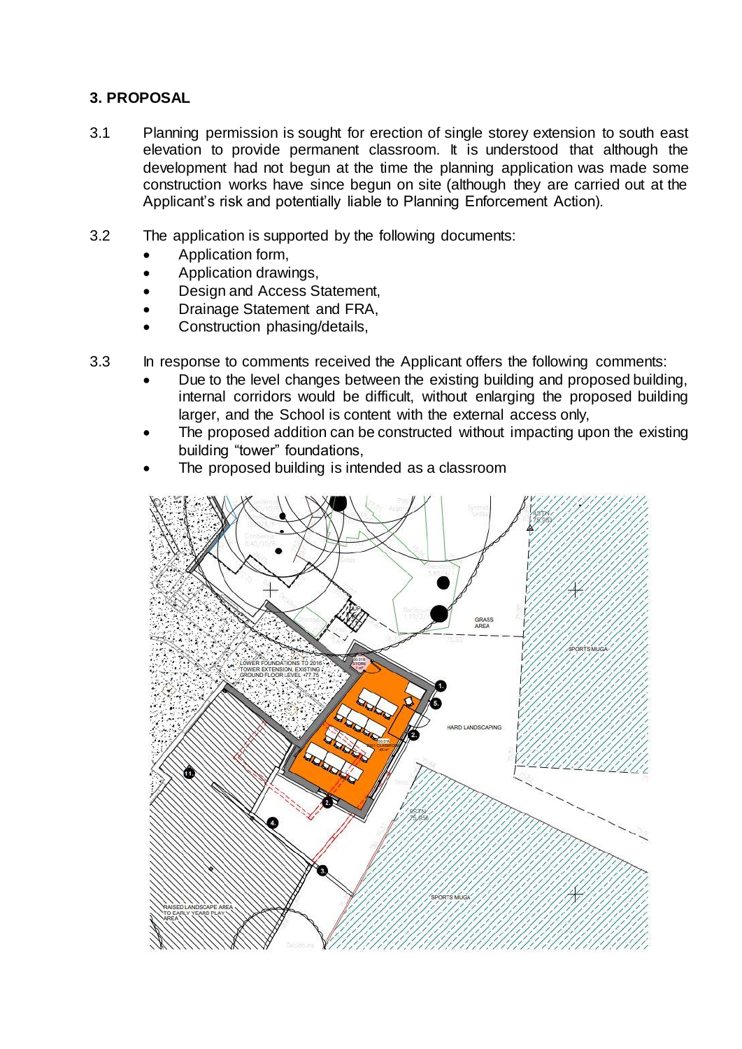## 3. PROPOSAL

3.1 Planning permission is sought for erection of single storey extension to south east elevation to provide permanent classroom. It is understood that although the development had not begun at the time the planning application was made some construction works have since begun on site (although they are carried out at the Applicant's risk and potentially liable to Planning Enforcement Action).

3.2 The application is supported by the following documents:

- Application form,
- Application drawings,
- Design and Access Statement,
- Drainage Statement and FRA,
- Construction phasing/details,

3.3 In response to comments received the Applicant offers the following comments:

- Due to the level changes between the existing building and proposed building, internal corridors would be difficult, without enlarging the proposed building larger, and the School is content with the external access only,
- The proposed addition can be constructed without impacting upon the existing building "tower" foundations,
- The proposed building is intended as a classroom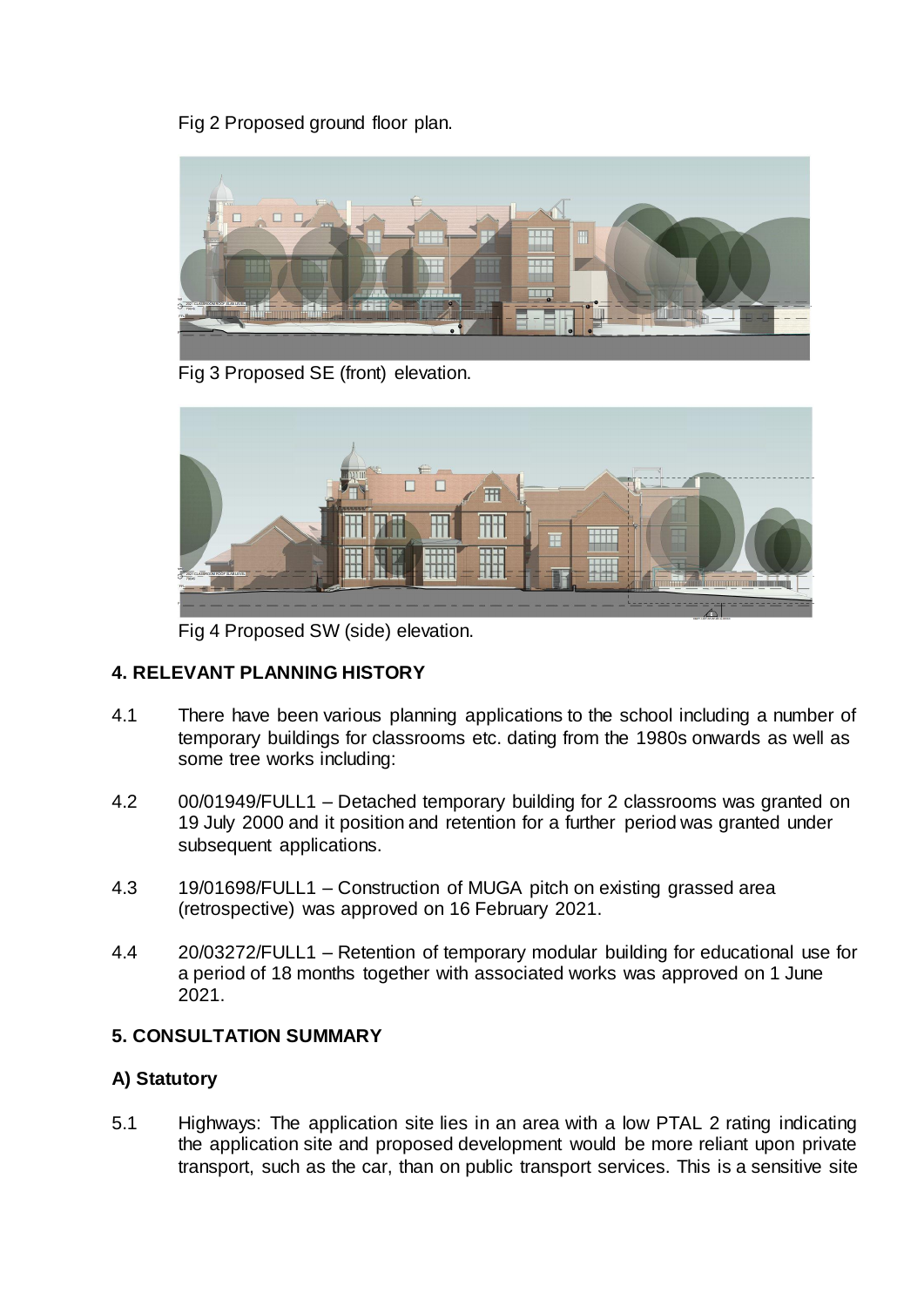Fig 2 Proposed ground floor plan.

Fig 3 Proposed SE (front) elevation.

Fig 4 Proposed SW (side) elevation.

## 4. RELEVANT PLANNING HISTORY

4.1 There have been various planning applications to the school including a number of temporary buildings for classrooms etc. dating from the 1980s onwards as well as some tree works including:

4.2 00/01949/FULL1 – Detached temporary building for 2 classrooms was granted on 19 July 2000 and it position and retention for a further period was granted under subsequent applications.

4.3 19/01698/FULL1 – Construction of MUGA pitch on existing grassed area (retrospective) was approved on 16 February 2021.

4.4 20/03272/FULL1 – Retention of temporary modular building for educational use for a period of 18 months together with associated works was approved on 1 June 2021.

## 5. CONSULTATION SUMMARY

### A) Statutory

5.1 Highways: The application site lies in an area with a low PTAL 2 rating indicating the application site and proposed development would be more reliant upon private transport, such as the car, than on public transport services. This is a sensitive site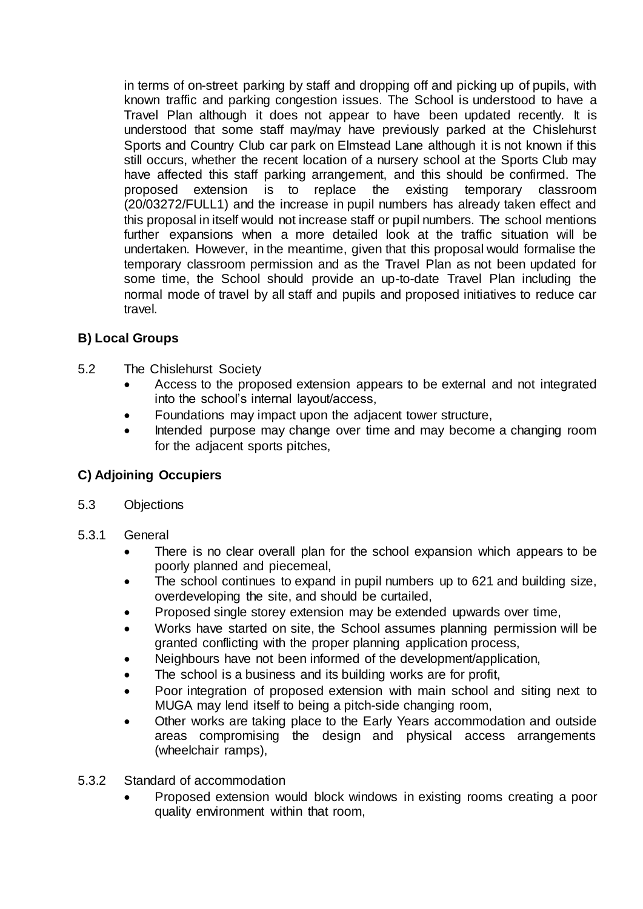in terms of on-street parking by staff and dropping off and picking up of pupils, with known traffic and parking congestion issues. The School is understood to have a Travel Plan although it does not appear to have been updated recently. It is understood that some staff may/may have previously parked at the Chislehurst Sports and Country Club car park on Elmstead Lane although it is not known if this still occurs, whether the recent location of a nursery school at the Sports Club may have affected this staff parking arrangement, and this should be confirmed. The proposed extension is to replace the existing temporary classroom (20/03272/FULL1) and the increase in pupil numbers has already taken effect and this proposal in itself would not increase staff or pupil numbers. The school mentions further expansions when a more detailed look at the traffic situation will be undertaken. However, in the meantime, given that this proposal would formalise the temporary classroom permission and as the Travel Plan as not been updated for some time, the School should provide an up-to-date Travel Plan including the normal mode of travel by all staff and pupils and proposed initiatives to reduce car travel.

**B) Local Groups**

5.2 The Chislehurst Society

- Access to the proposed extension appears to be external and not integrated into the school's internal layout/access,
- Foundations may impact upon the adjacent tower structure,
- Intended purpose may change over time and may become a changing room for the adjacent sports pitches,

**C) Adjoining Occupiers**

5.3 Objections

5.3.1 General

- There is no clear overall plan for the school expansion which appears to be poorly planned and piecemeal,
- The school continues to expand in pupil numbers up to 621 and building size, overdeveloping the site, and should be curtailed,
- Proposed single storey extension may be extended upwards over time,
- Works have started on site, the School assumes planning permission will be granted conflicting with the proper planning application process,
- Neighbours have not been informed of the development/application,
- The school is a business and its building works are for profit,
- Poor integration of proposed extension with main school and siting next to MUGA may lend itself to being a pitch-side changing room,
- Other works are taking place to the Early Years accommodation and outside areas compromising the design and physical access arrangements (wheelchair ramps),

5.3.2 Standard of accommodation

- Proposed extension would block windows in existing rooms creating a poor quality environment within that room,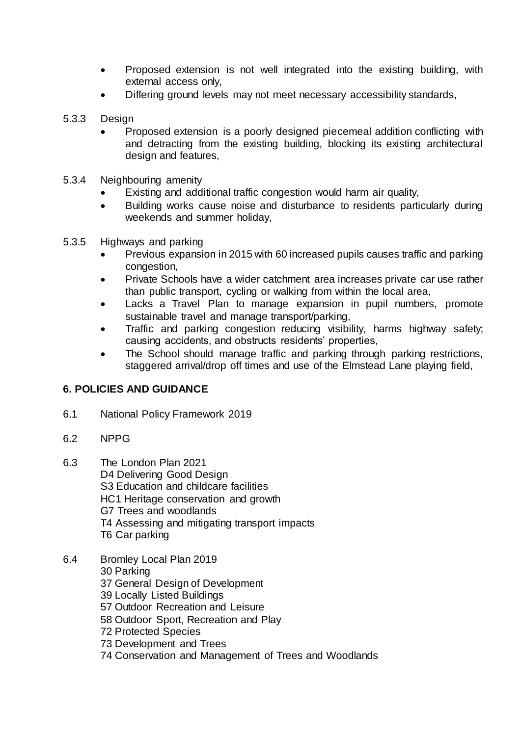- Proposed extension is not well integrated into the existing building, with external access only,
- Differing ground levels may not meet necessary accessibility standards,

5.3.3 Design

- Proposed extension is a poorly designed piecemeal addition conflicting with and detracting from the existing building, blocking its existing architectural design and features,

5.3.4 Neighbouring amenity

- Existing and additional traffic congestion would harm air quality,
- Building works cause noise and disturbance to residents particularly during weekends and summer holiday,

5.3.5 Highways and parking

- Previous expansion in 2015 with 60 increased pupils causes traffic and parking congestion,
- Private Schools have a wider catchment area increases private car use rather than public transport, cycling or walking from within the local area,
- Lacks a Travel Plan to manage expansion in pupil numbers, promote sustainable travel and manage transport/parking,
- Traffic and parking congestion reducing visibility, harms highway safety; causing accidents, and obstructs residents' properties,
- The School should manage traffic and parking through parking restrictions, staggered arrival/drop off times and use of the Elmstead Lane playing field,

## 6. POLICIES AND GUIDANCE

6.1 National Policy Framework 2019

6.2 NPPG

6.3 The London Plan 2021
D4 Delivering Good Design
S3 Education and childcare facilities
HC1 Heritage conservation and growth
G7 Trees and woodlands
T4 Assessing and mitigating transport impacts
T6 Car parking

6.4 Bromley Local Plan 2019
30 Parking
37 General Design of Development
39 Locally Listed Buildings
57 Outdoor Recreation and Leisure
58 Outdoor Sport, Recreation and Play
72 Protected Species
73 Development and Trees
74 Conservation and Management of Trees and Woodlands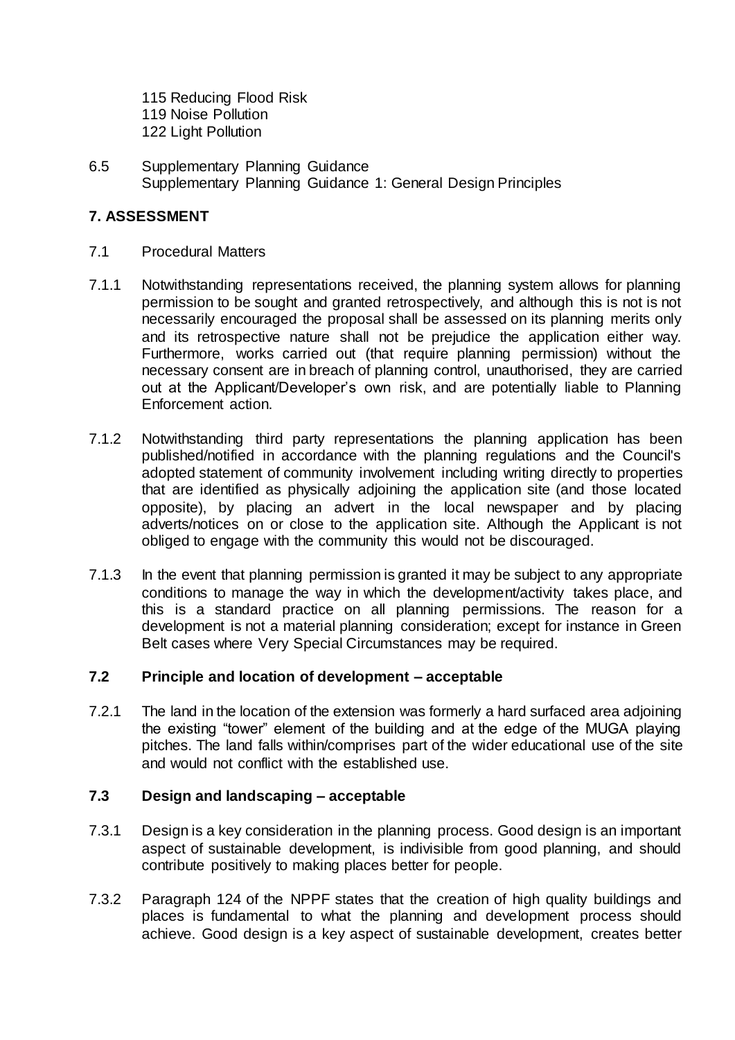115 Reducing Flood Risk
119 Noise Pollution
122 Light Pollution

6.5 Supplementary Planning Guidance
Supplementary Planning Guidance 1: General Design Principles

## 7. ASSESSMENT

7.1 Procedural Matters

7.1.1 Notwithstanding representations received, the planning system allows for planning permission to be sought and granted retrospectively, and although this is not is not necessarily encouraged the proposal shall be assessed on its planning merits only and its retrospective nature shall not be prejudice the application either way. Furthermore, works carried out (that require planning permission) without the necessary consent are in breach of planning control, unauthorised, they are carried out at the Applicant/Developer's own risk, and are potentially liable to Planning Enforcement action.

7.1.2 Notwithstanding third party representations the planning application has been published/notified in accordance with the planning regulations and the Council's adopted statement of community involvement including writing directly to properties that are identified as physically adjoining the application site (and those located opposite), by placing an advert in the local newspaper and by placing adverts/notices on or close to the application site. Although the Applicant is not obliged to engage with the community this would not be discouraged.

7.1.3 In the event that planning permission is granted it may be subject to any appropriate conditions to manage the way in which the development/activity takes place, and this is a standard practice on all planning permissions. The reason for a development is not a material planning consideration; except for instance in Green Belt cases where Very Special Circumstances may be required.

### 7.2 Principle and location of development – acceptable

7.2.1 The land in the location of the extension was formerly a hard surfaced area adjoining the existing "tower" element of the building and at the edge of the MUGA playing pitches. The land falls within/comprises part of the wider educational use of the site and would not conflict with the established use.

### 7.3 Design and landscaping – acceptable

7.3.1 Design is a key consideration in the planning process. Good design is an important aspect of sustainable development, is indivisible from good planning, and should contribute positively to making places better for people.

7.3.2 Paragraph 124 of the NPPF states that the creation of high quality buildings and places is fundamental to what the planning and development process should achieve. Good design is a key aspect of sustainable development, creates better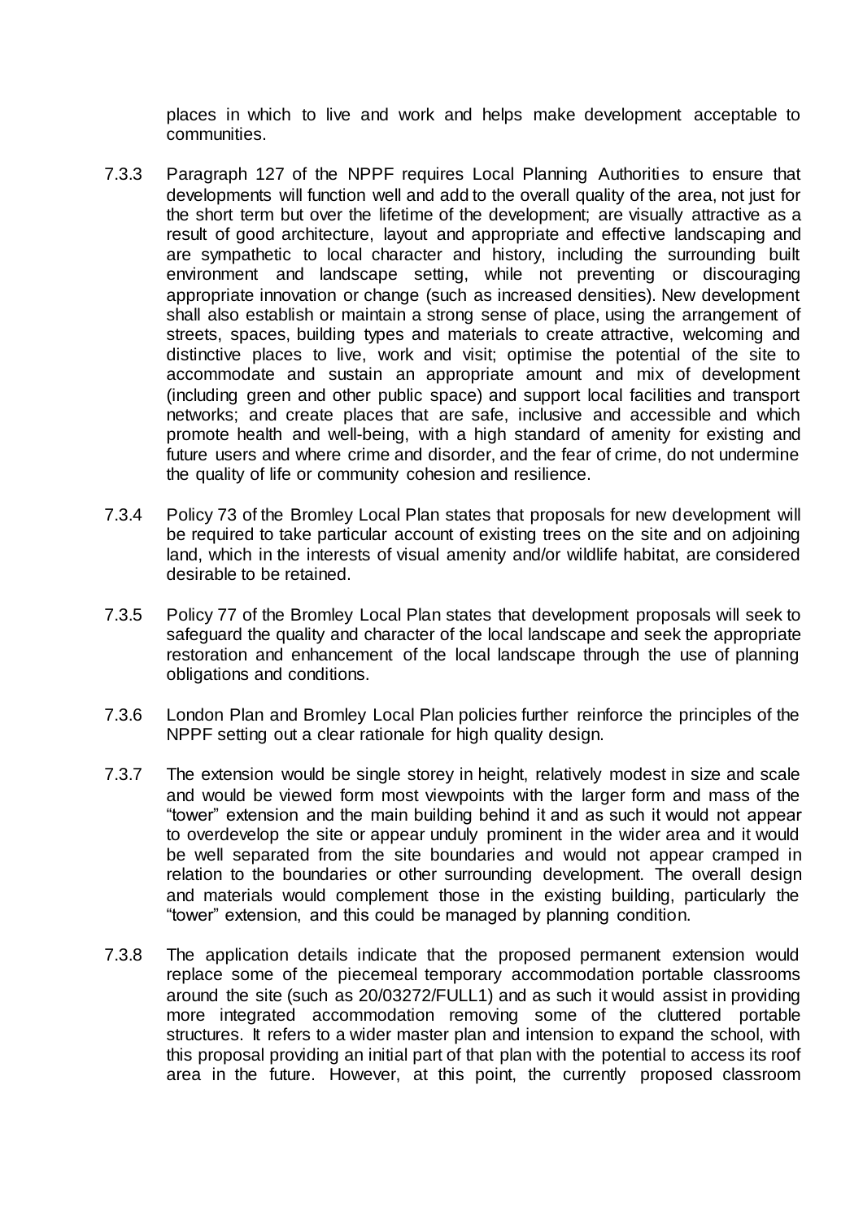places in which to live and work and helps make development acceptable to communities.

7.3.3 Paragraph 127 of the NPPF requires Local Planning Authorities to ensure that developments will function well and add to the overall quality of the area, not just for the short term but over the lifetime of the development; are visually attractive as a result of good architecture, layout and appropriate and effective landscaping and are sympathetic to local character and history, including the surrounding built environment and landscape setting, while not preventing or discouraging appropriate innovation or change (such as increased densities). New development shall also establish or maintain a strong sense of place, using the arrangement of streets, spaces, building types and materials to create attractive, welcoming and distinctive places to live, work and visit; optimise the potential of the site to accommodate and sustain an appropriate amount and mix of development (including green and other public space) and support local facilities and transport networks; and create places that are safe, inclusive and accessible and which promote health and well-being, with a high standard of amenity for existing and future users and where crime and disorder, and the fear of crime, do not undermine the quality of life or community cohesion and resilience.

7.3.4 Policy 73 of the Bromley Local Plan states that proposals for new development will be required to take particular account of existing trees on the site and on adjoining land, which in the interests of visual amenity and/or wildlife habitat, are considered desirable to be retained.

7.3.5 Policy 77 of the Bromley Local Plan states that development proposals will seek to safeguard the quality and character of the local landscape and seek the appropriate restoration and enhancement of the local landscape through the use of planning obligations and conditions.

7.3.6 London Plan and Bromley Local Plan policies further reinforce the principles of the NPPF setting out a clear rationale for high quality design.

7.3.7 The extension would be single storey in height, relatively modest in size and scale and would be viewed form most viewpoints with the larger form and mass of the "tower" extension and the main building behind it and as such it would not appear to overdevelop the site or appear unduly prominent in the wider area and it would be well separated from the site boundaries and would not appear cramped in relation to the boundaries or other surrounding development. The overall design and materials would complement those in the existing building, particularly the "tower" extension, and this could be managed by planning condition.

7.3.8 The application details indicate that the proposed permanent extension would replace some of the piecemeal temporary accommodation portable classrooms around the site (such as 20/03272/FULL1) and as such it would assist in providing more integrated accommodation removing some of the cluttered portable structures. It refers to a wider master plan and intension to expand the school, with this proposal providing an initial part of that plan with the potential to access its roof area in the future. However, at this point, the currently proposed classroom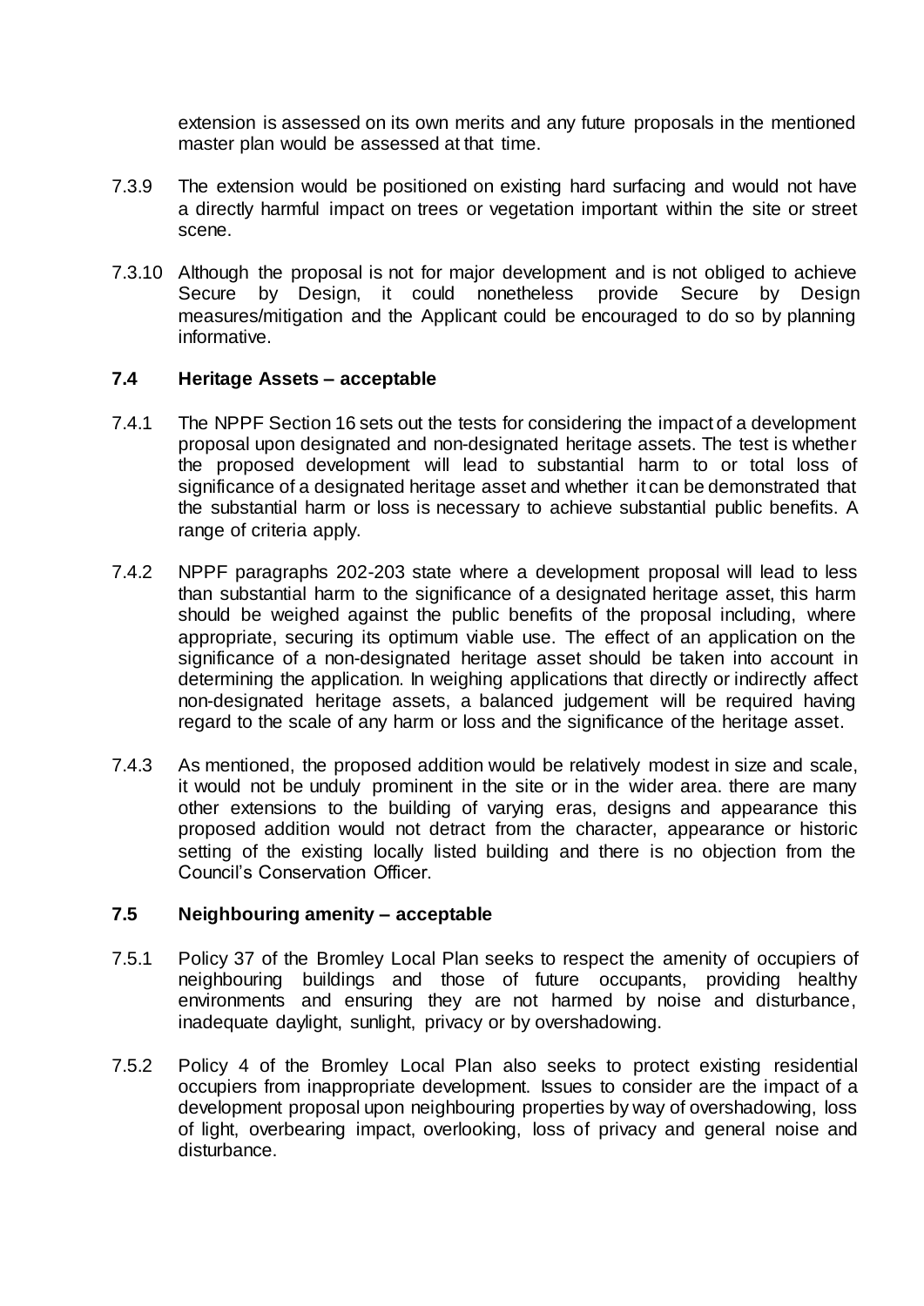extension is assessed on its own merits and any future proposals in the mentioned master plan would be assessed at that time.

7.3.9 The extension would be positioned on existing hard surfacing and would not have a directly harmful impact on trees or vegetation important within the site or street scene.

7.3.10 Although the proposal is not for major development and is not obliged to achieve Secure by Design, it could nonetheless provide Secure by Design measures/mitigation and the Applicant could be encouraged to do so by planning informative.

### 7.4 Heritage Assets – acceptable

7.4.1 The NPPF Section 16 sets out the tests for considering the impact of a development proposal upon designated and non-designated heritage assets. The test is whether the proposed development will lead to substantial harm to or total loss of significance of a designated heritage asset and whether it can be demonstrated that the substantial harm or loss is necessary to achieve substantial public benefits. A range of criteria apply.

7.4.2 NPPF paragraphs 202-203 state where a development proposal will lead to less than substantial harm to the significance of a designated heritage asset, this harm should be weighed against the public benefits of the proposal including, where appropriate, securing its optimum viable use. The effect of an application on the significance of a non-designated heritage asset should be taken into account in determining the application. In weighing applications that directly or indirectly affect non-designated heritage assets, a balanced judgement will be required having regard to the scale of any harm or loss and the significance of the heritage asset.

7.4.3 As mentioned, the proposed addition would be relatively modest in size and scale, it would not be unduly prominent in the site or in the wider area. there are many other extensions to the building of varying eras, designs and appearance this proposed addition would not detract from the character, appearance or historic setting of the existing locally listed building and there is no objection from the Council's Conservation Officer.

### 7.5 Neighbouring amenity – acceptable

7.5.1 Policy 37 of the Bromley Local Plan seeks to respect the amenity of occupiers of neighbouring buildings and those of future occupants, providing healthy environments and ensuring they are not harmed by noise and disturbance, inadequate daylight, sunlight, privacy or by overshadowing.

7.5.2 Policy 4 of the Bromley Local Plan also seeks to protect existing residential occupiers from inappropriate development. Issues to consider are the impact of a development proposal upon neighbouring properties by way of overshadowing, loss of light, overbearing impact, overlooking, loss of privacy and general noise and disturbance.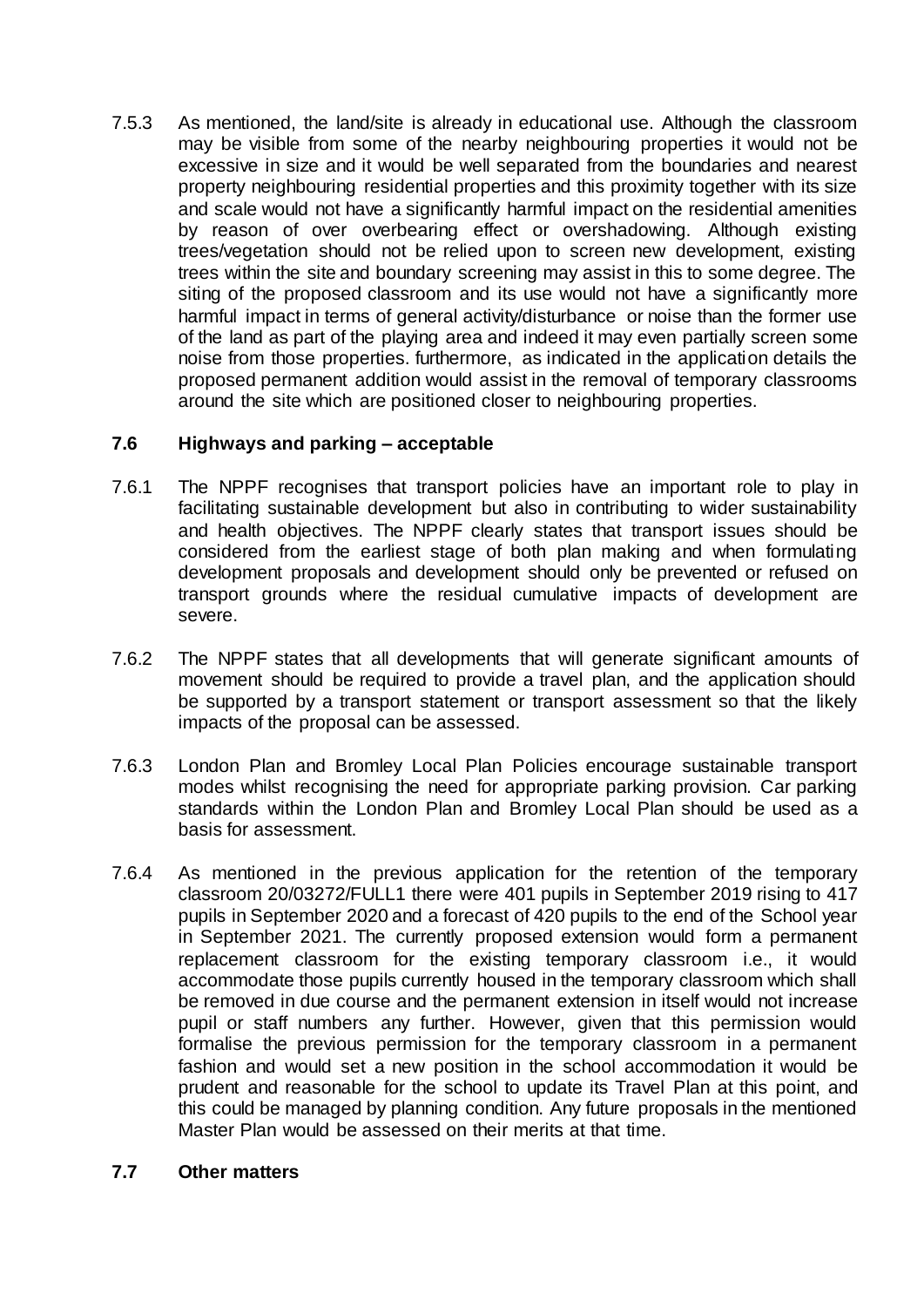7.5.3 As mentioned, the land/site is already in educational use. Although the classroom may be visible from some of the nearby neighbouring properties it would not be excessive in size and it would be well separated from the boundaries and nearest property neighbouring residential properties and this proximity together with its size and scale would not have a significantly harmful impact on the residential amenities by reason of over overbearing effect or overshadowing. Although existing trees/vegetation should not be relied upon to screen new development, existing trees within the site and boundary screening may assist in this to some degree. The siting of the proposed classroom and its use would not have a significantly more harmful impact in terms of general activity/disturbance or noise than the former use of the land as part of the playing area and indeed it may even partially screen some noise from those properties. furthermore, as indicated in the application details the proposed permanent addition would assist in the removal of temporary classrooms around the site which are positioned closer to neighbouring properties.

### 7.6 Highways and parking – acceptable

7.6.1 The NPPF recognises that transport policies have an important role to play in facilitating sustainable development but also in contributing to wider sustainability and health objectives. The NPPF clearly states that transport issues should be considered from the earliest stage of both plan making and when formulating development proposals and development should only be prevented or refused on transport grounds where the residual cumulative impacts of development are severe.

7.6.2 The NPPF states that all developments that will generate significant amounts of movement should be required to provide a travel plan, and the application should be supported by a transport statement or transport assessment so that the likely impacts of the proposal can be assessed.

7.6.3 London Plan and Bromley Local Plan Policies encourage sustainable transport modes whilst recognising the need for appropriate parking provision. Car parking standards within the London Plan and Bromley Local Plan should be used as a basis for assessment.

7.6.4 As mentioned in the previous application for the retention of the temporary classroom 20/03272/FULL1 there were 401 pupils in September 2019 rising to 417 pupils in September 2020 and a forecast of 420 pupils to the end of the School year in September 2021. The currently proposed extension would form a permanent replacement classroom for the existing temporary classroom i.e., it would accommodate those pupils currently housed in the temporary classroom which shall be removed in due course and the permanent extension in itself would not increase pupil or staff numbers any further. However, given that this permission would formalise the previous permission for the temporary classroom in a permanent fashion and would set a new position in the school accommodation it would be prudent and reasonable for the school to update its Travel Plan at this point, and this could be managed by planning condition. Any future proposals in the mentioned Master Plan would be assessed on their merits at that time.

### 7.7 Other matters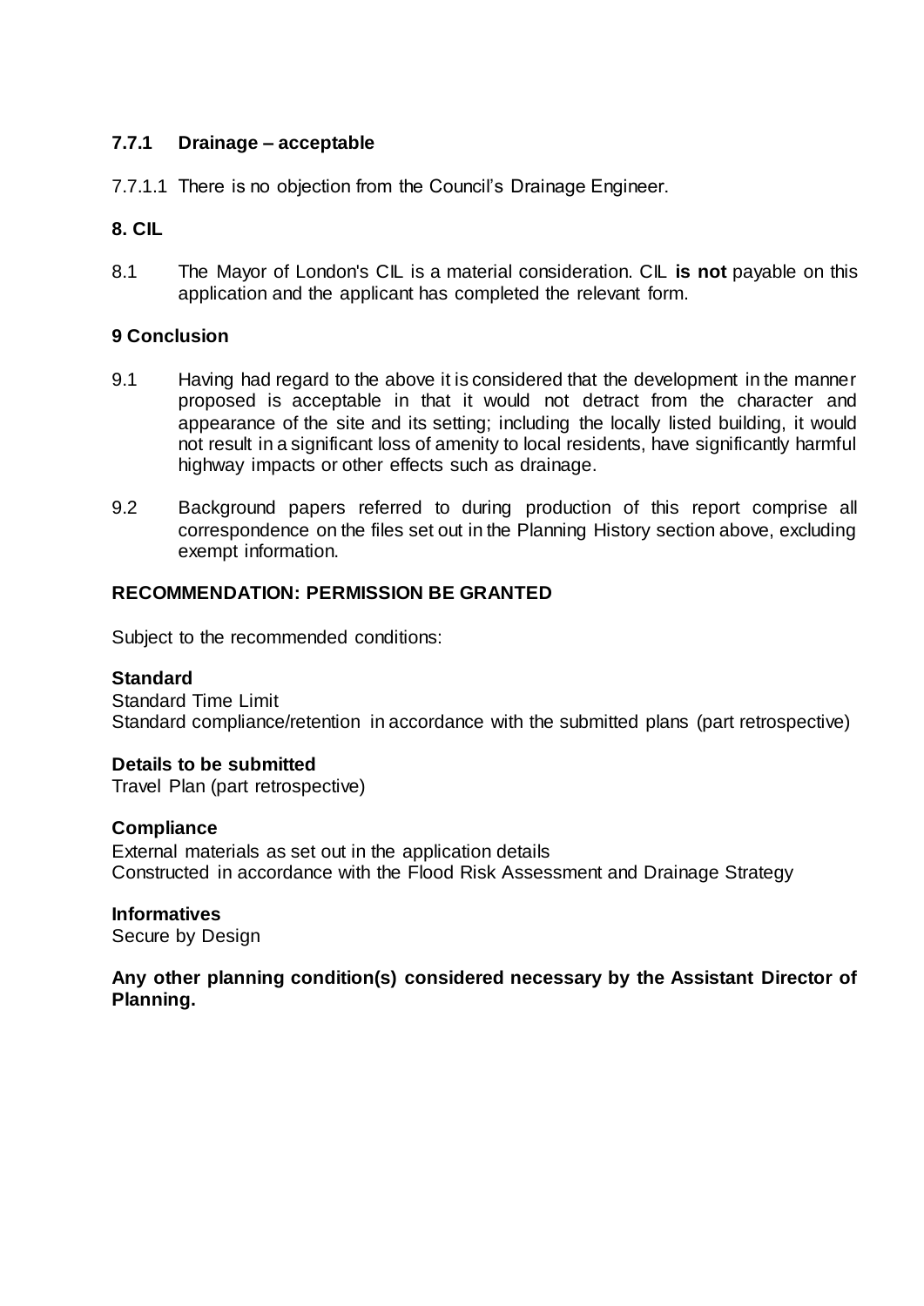### 7.7.1 Drainage – acceptable

7.7.1.1 There is no objection from the Council's Drainage Engineer.

## 8. CIL

8.1 The Mayor of London's CIL is a material consideration. CIL **is not** payable on this application and the applicant has completed the relevant form.

## 9 Conclusion

9.1 Having had regard to the above it is considered that the development in the manner proposed is acceptable in that it would not detract from the character and appearance of the site and its setting; including the locally listed building, it would not result in a significant loss of amenity to local residents, have significantly harmful highway impacts or other effects such as drainage.

9.2 Background papers referred to during production of this report comprise all correspondence on the files set out in the Planning History section above, excluding exempt information.

**RECOMMENDATION: PERMISSION BE GRANTED**

Subject to the recommended conditions:

**Standard**
Standard Time Limit
Standard compliance/retention in accordance with the submitted plans (part retrospective)

**Details to be submitted**
Travel Plan (part retrospective)

**Compliance**
External materials as set out in the application details
Constructed in accordance with the Flood Risk Assessment and Drainage Strategy

**Informatives**
Secure by Design

**Any other planning condition(s) considered necessary by the Assistant Director of Planning.**